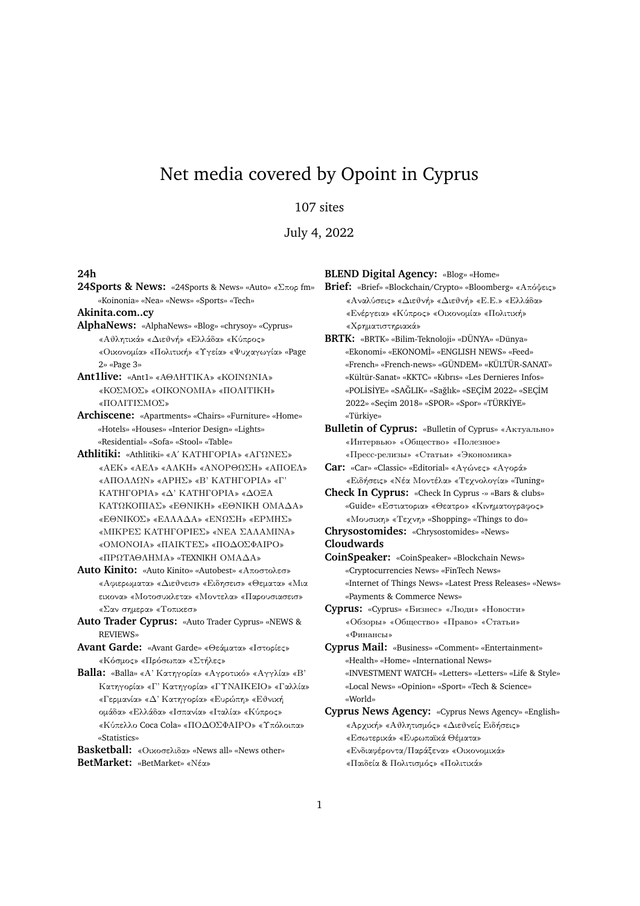# Net media covered by Opoint in Cyprus

107 sites

July 4, 2022

**24h**

**24Sports & News:** «24Sports & News» «Auto» «Σπορ fm» «Koinonia» «Nea» «News» «Sports» «Tech»

**Akinita.com..cy**

**AlphaNews:** «AlphaNews» «Blog» «chrysoy» «Cyprus» «Αθλητικά» «Διεθνή» «Ελλάδα» «Κύπρος» «Οικονομία» «Πολιτική» «Υγεία» «Ψυχαγωγία» «Page 2» «Page 3»

**Ant1live:** «Ant1» «ΑΘΛΗΤΙΚΑ» «ΚΟΙΝΩΝΙΑ» «ΚΟΣΜΟΣ» «ΟΙΚΟΝΟΜΙΑ» «ΠΟΛΙΤΙΚΗ» «ΠΟΛΙΤΙΣΜΟΣ»

**Archiscene:** «Apartments» «Chairs» «Furniture» «Home» «Hotels» «Houses» «Interior Design» «Lights» «Residential» «Sofa» «Stool» «Table»

**Athlitiki:** «Athlitiki» «Α΄ ΚΑΤΗΓΟΡΙΑ» «ΑΓΩΝΕΣ» «ΑΕΚ» «ΑΕΛ» «ΑΛΚΗ» «ΑΝΟΡΘΩΣΗ» «ΑΠΟΕΛ» «ΑΠΟΛΛΩΝ» «ΑΡΗΣ» «Β' ΚΑΤΗΓΟΡΙΑ» «Γ' ΚΑΤΗΓΟΡΙΑ» «Δ' ΚΑΤΗΓΟΡΙΑ» «ΔΟΞΑ ΚΑΤΩΚΟΠΙΑΣ» «ΕΘΝΙΚΗ» «ΕΘΝΙΚΗ ΟΜΑΔΑ» «ΕΘΝΙΚΟΣ» «ΕΛΛΑΔΑ» «ΕΝΩΣΗ» «ΕΡΜΗΣ» «ΜΙΚΡΕΣ ΚΑΤΗΓΟΡΙΕΣ» «ΝΕΑ ΣΑΛΑΜΙΝΑ» «ΟΜΟΝΟΙΑ» «ΠΑΙΚΤΕΣ» «ΠΟΔΟΣΦΑΙΡΟ» «ΠΡΩΤΑΘΛΗΜΑ» «ΤΕΧΝΙΚΗ ΟΜΑΔΑ»

**Auto Kinito:** «Auto Kinito» «Autobest» «Αποστολεσ» «Αφιερωματα» «Διεθνεισ» «Ειδησεισ» «Θεματα» «Μια εικονα» «Μοτοσυκλετα» «Μοντελα» «Παρουσιασεισ» «Σαν σημερα» «Τοπικεσ»

**Auto Trader Cyprus:** «Auto Trader Cyprus» «NEWS & REVIEWS»

**Avant Garde:** «Avant Garde» «Θεάματα» «Ιστορίες» «Κόσμος» «Πρόσωπα» «Στήλες»

**Balla:** «Balla» «Α' Κατηγορία» «Αγροτικό» «Αγγλία» «Β' Κατηγορία» «Γ' Κατηγορία» «ΓΥΝΑΙΚΕΙΟ» «Γαλλία» «Γερμανία» «Δ' Κατηγορία» «Ευρώπη» «Εθνική ομάδα» «Ελλάδα» «Ισπανία» «Ιταλία» «Κύπρος» «Κύπελλο Coca Cola» «ΠΟΔΟΣΦΑΙΡΟ» «Υπόλοιπα» «Statistics»

**Basketball:** «Οικοσελιδα» «News all» «News other»

**BetMarket:** «BetMarket» «Νέα»

**BLEND Digital Agency:** «Blog» «Home»

**Brief:** «Brief» «Blockchain/Crypto» «Bloomberg» «Απόψεις» «Αναλύσεις» «Διεθνή» «Διεθνή» «Ε.Ε.» «Ελλάδα» «Ενέργεια» «Κύπρος» «Οικονομία» «Πολιτική» «Χρηματιστηριακά»

**BRTK:** «BRTK» «Bilim-Teknoloji» «DÜNYA» «Dünya» «Ekonomi» «EKONOMİ» «ENGLISH NEWS» «Feed» «French» «French-news» «GÜNDEM» «KÜLTÜR-SANAT» «Kültür-Sanat» «KKTC» «Kıbrıs» «Les Dernieres Infos» «POLİSİYE» «SAĞLIK» «Sağlık» «SEÇİM 2022» «SEÇİM 2022» «Seçim 2018» «SPOR» «Spor» «TÜRKİYE» «Türkiye»

**Bulletin of Cyprus:** «Bulletin of Cyprus» «Актуально» «Интервью» «Общество» «Полезное» «Пресс-релизы» «Статьи» «Экономика»

**Car:** «Car» «Classic» «Editorial» «Αγώνες» «Αγορά» «Ειδήσεις» «Νέα Μοντέλα» «Τεχνολογία» «Tuning»

**Check In Cyprus:** «Check In Cyprus -» «Bars & clubs» «Guide» «Εστιατορια» «Θεατρο» «Κινηματογραφος» «Μουσικη» «Τεχνη» «Shopping» «Things to do»

**Chrysostomides:** «Chrysostomides» «News»

**Cloudwards**

**CoinSpeaker:** «CoinSpeaker» «Blockchain News» «Cryptocurrencies News» «FinTech News» «Internet of Things News» «Latest Press Releases» «News» «Payments & Commerce News»

**Cyprus:** «Cyprus» «Бизнес» «Люди» «Новости» «Обзоры» «Общество» «Право» «Статьи» «Финансы»

**Cyprus Mail:** «Business» «Comment» «Entertainment» «Health» «Home» «International News» «INVESTMENT WATCH» «Letters» «Letters» «Life & Style» «Local News» «Opinion» «Sport» «Tech & Science» «World»

**Cyprus News Agency:** «Cyprus News Agency» «English» «Αρχική» «Αθλητισμός» «Διεθνείς Ειδήσεις» «Εσωτερικά» «Ευρωπαϊκά Θέματα» «Ενδιαφέροντα/Παράξενα» «Οικονομικά» «Παιδεία & Πολιτισμός» «Πολιτικά»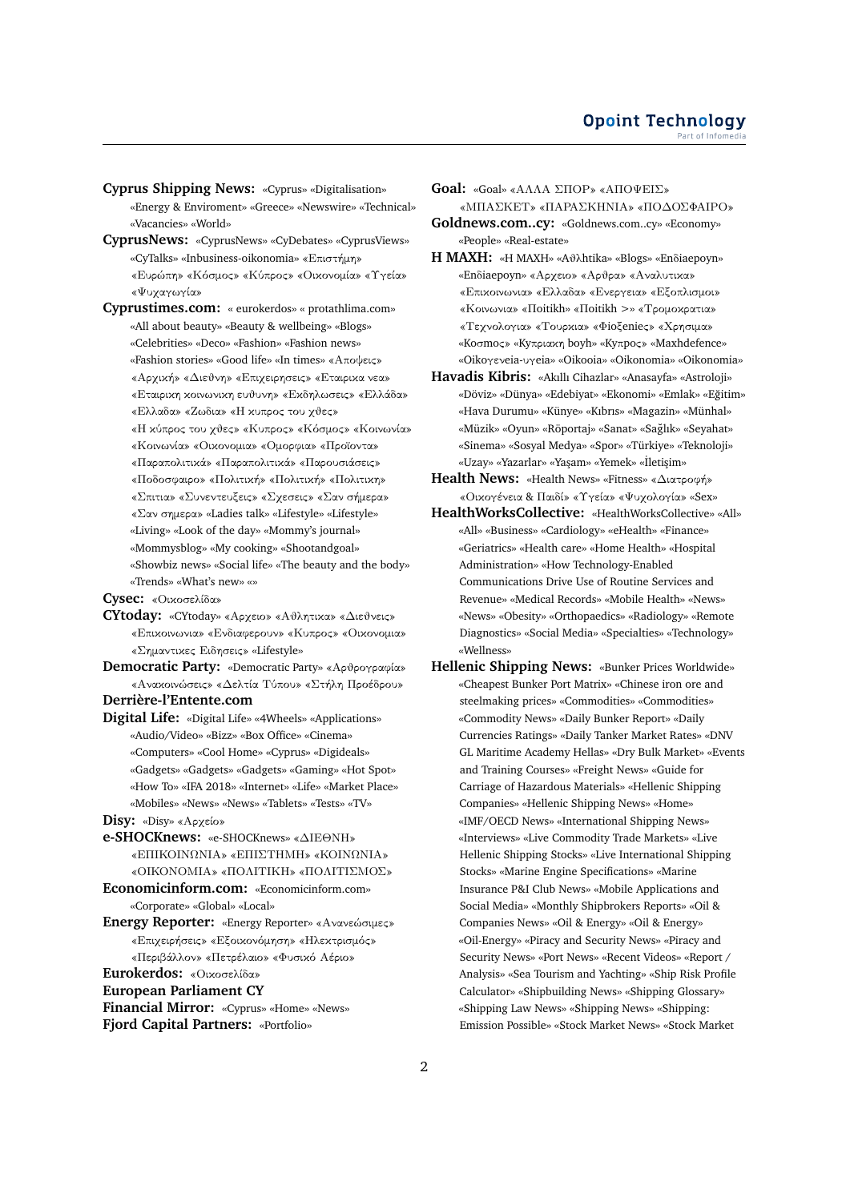**Cyprus Shipping News:** «Cyprus» «Digitalisation» «Energy & Enviroment» «Greece» «Newswire» «Technical» «Vacancies» «World»

**CyprusNews:** «CyprusNews» «CyDebates» «CyprusViews» «CyTalks» «Inbusiness-oikonomia» «Επιστήμη» «Ευρώπη» «Κόσμος» «Κύπρος» «Οικονομία» «Υγεία» «Ψυχαγωγία»

**Cyprustimes.com:** « eurokerdos» « protathlima.com» «All about beauty» «Beauty & wellbeing» «Blogs» «Celebrities» «Deco» «Fashion» «Fashion news» «Fashion stories» «Good life» «In times» «Αποψεις» «Αρχική» «Διεθνή» «Επιχειρησεις» «Εταιρικα νεα» «Εταιρικη κοινωνικη ευθυνη» «Εκδηλωσεις» «Ελλάδα» «Ελλαδα» «Ζωδια» «Η κυπρος του χθες» «Η κύπρος του χθες» «Κυπρος» «Κόσμος» «Κοινωνία» «Κοινωνία» «Οικονομια» «Ομορφια» «Προϊοντα» «Παραπολιτικά» «Παραπολιτικά» «Παρουσιάσεις» «Ποδοσφαιρο» «Πολιτική» «Πολιτική» «Πολιτικη» «Σπιτια» «Συνεντευξεις» «Σχεσεις» «Σαν σήμερα» «Σαν σημερα» «Ladies talk» «Lifestyle» «Lifestyle» «Living» «Look of the day» «Mommy's journal» «Mommysblog» «My cooking» «Shootandgoal» «Showbiz news» «Social life» «The beauty and the body» «Trends» «What's new» «»

**Cysec:** «Οικοσελίδα»

**CYtoday:** «CYtoday» «Αρχειο» «Αθλητικα» «Διεθνεις» «Επικοινωνια» «Ενδιαφερουν» «Κυπρος» «Οικονομια» «Σημαντικες Ειδησεις» «Lifestyle»

**Democratic Party:** «Democratic Party» «Αρθρογραφία» «Ανακοινώσεις» «Δελτία Τύπου» «Στήλη Προέδρου»

**Derrière-l'Entente.com**

**Digital Life:** «Digital Life» «4Wheels» «Applications» «Audio/Video» «Bizz» «Box Office» «Cinema» «Computers» «Cool Home» «Cyprus» «Digideals» «Gadgets» «Gadgets» «Gadgets» «Gaming» «Hot Spot» «How To» «IFA 2018» «Internet» «Life» «Market Place» «Mobiles» «News» «News» «Tablets» «Tests» «TV»

**Disy:** «Disy» «Αρχείο»

**e-SHOCKnews:** «e-SHOCKnews» «ΔΙΕΘΝΗ» «ΕΠΙΚΟΙΝΩΝΙΑ» «ΕΠΙΣΤΗΜΗ» «ΚΟΙΝΩΝΙΑ» «ΟΙΚΟΝΟΜΙΑ» «ΠΟΛΙΤΙΚΗ» «ΠΟΛΙΤΙΣΜΟΣ»

**Economicinform.com:** «Economicinform.com» «Corporate» «Global» «Local»

**Energy Reporter:** «Energy Reporter» «Ανανεώσιμες» «Επιχειρήσεις» «Εξοικονόμηση» «Ηλεκτρισμός» «Περιβάλλον» «Πετρέλαιο» «Φυσικό Αέριο»

**Eurokerdos:** «Οικοσελίδα»

**European Parliament CY**

**Financial Mirror:** «Cyprus» «Home» «News»

**Fjord Capital Partners:** «Portfolio»

**Goal:** «Goal» «ΑΛΛΑ ΣΠΟΡ» «ΑΠΟΨΕΙΣ» «ΜΠΑΣΚΕΤ» «ΠΑΡΑΣΚΗΝΙΑ» «ΠΟΔΟΣΦΑΙΡΟ»

**Goldnews.com..cy:** «Goldnews.com..cy» «Economy» «People» «Real-estate»

**H MAXH:** «H MAXH» «Αθλhtika» «Blogs» «Enδiaepoyn» «Enδiaepoyn» «Αρχειο» «Αρθρα» «Αναλυτικα» «Επικοινωνια» «Ελλαδα» «Ενεργεια» «Εξοπλισμοι» «Κοινωνια» «Ποitikh» «Ποitikh >» «Τρομοκρατια» «Τεχνολογια» «Τουρκια» «Φιοξenieς» «Χρησιμα» «Κοσmoς» «Κυπριακη boyh» «Κυπρος» «Maxhdefence» «Oikoγeveia-υγeia» «Oikooia» «Oikonomia» «Oikonomia»

**Havadis Kibris:** «Akıllı Cihazlar» «Anasayfa» «Astroloji» «Döviz» «Dünya» «Edebiyat» «Ekonomi» «Emlak» «Eğitim» «Hava Durumu» «Künye» «Kıbrıs» «Magazin» «Münhal» «Müzik» «Oyun» «Röportaj» «Sanat» «Sağlık» «Seyahat» «Sinema» «Sosyal Medya» «Spor» «Türkiye» «Teknoloji» «Uzay» «Yazarlar» «Yaşam» «Yemek» «İletişim»

**Health News:** «Health News» «Fitness» «Διατροφή» «Οικογένεια & Παιδί» «Υγεία» «Ψυχολογία» «Sex»

**HealthWorksCollective:** «HealthWorksCollective» «All» «All» «Business» «Cardiology» «eHealth» «Finance» «Geriatrics» «Health care» «Home Health» «Hospital Administration» «How Technology-Enabled Communications Drive Use of Routine Services and Revenue» «Medical Records» «Mobile Health» «News» «News» «Obesity» «Orthopaedics» «Radiology» «Remote Diagnostics» «Social Media» «Specialties» «Technology» «Wellness»

**Hellenic Shipping News:** «Bunker Prices Worldwide» «Cheapest Bunker Port Matrix» «Chinese iron ore and steelmaking prices» «Commodities» «Commodities» «Commodity News» «Daily Bunker Report» «Daily Currencies Ratings» «Daily Tanker Market Rates» «DNV GL Maritime Academy Hellas» «Dry Bulk Market» «Events and Training Courses» «Freight News» «Guide for Carriage of Hazardous Materials» «Hellenic Shipping Companies» «Hellenic Shipping News» «Home» «IMF/OECD News» «International Shipping News» «Interviews» «Live Commodity Trade Markets» «Live Hellenic Shipping Stocks» «Live International Shipping Stocks» «Marine Engine Specifications» «Marine Insurance P&I Club News» «Mobile Applications and Social Media» «Monthly Shipbrokers Reports» «Oil & Companies News» «Oil & Energy» «Oil & Energy» «Oil-Energy» «Piracy and Security News» «Piracy and Security News» «Port News» «Recent Videos» «Report / Analysis» «Sea Tourism and Yachting» «Ship Risk Profile Calculator» «Shipbuilding News» «Shipping Glossary» «Shipping Law News» «Shipping News» «Shipping: Emission Possible» «Stock Market News» «Stock Market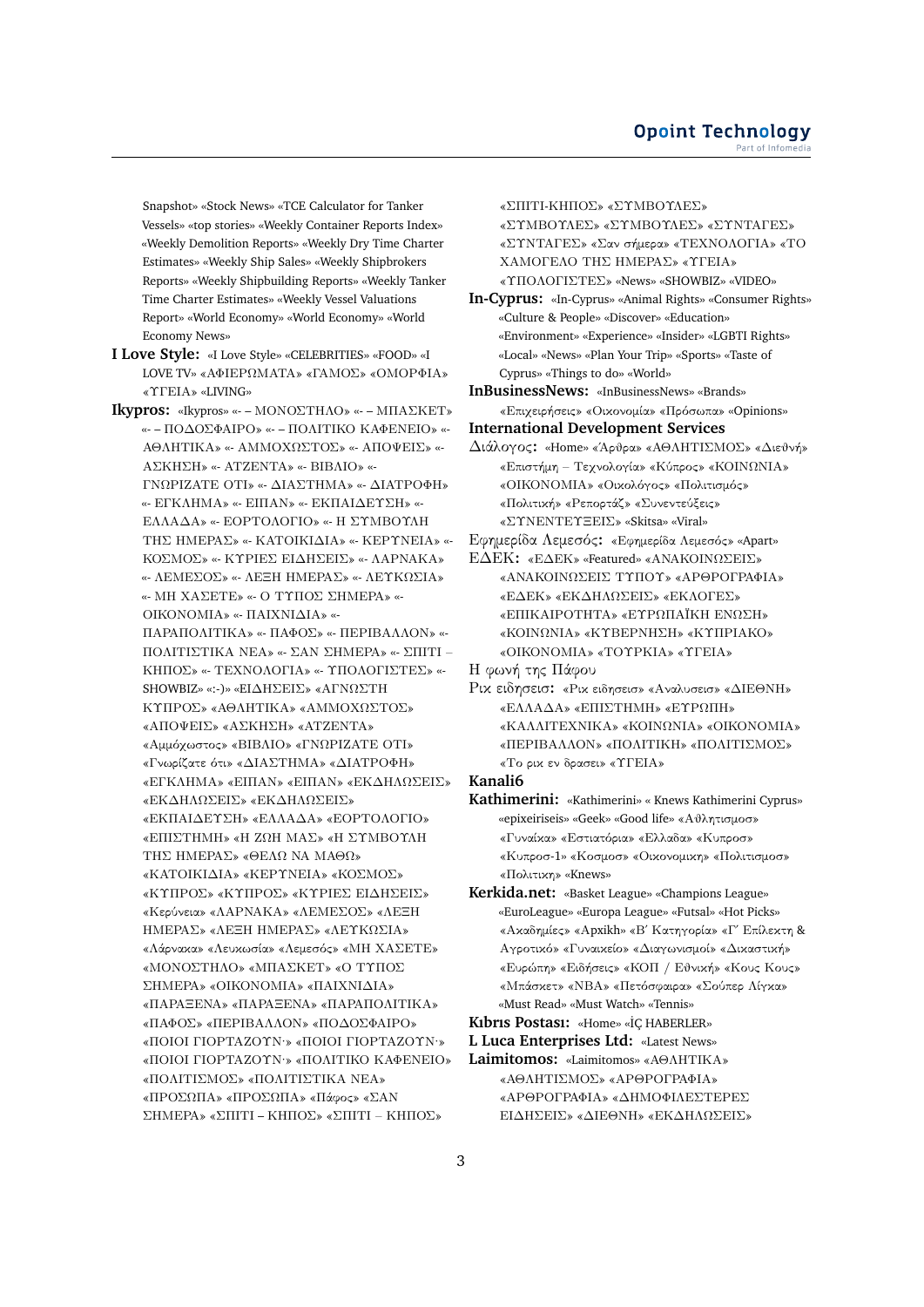Snapshot» «Stock News» «TCE Calculator for Tanker Vessels» «top stories» «Weekly Container Reports Index» «Weekly Demolition Reports» «Weekly Dry Time Charter Estimates» «Weekly Ship Sales» «Weekly Shipbrokers Reports» «Weekly Shipbuilding Reports» «Weekly Tanker Time Charter Estimates» «Weekly Vessel Valuations Report» «World Economy» «World Economy» «World Economy News»

**I Love Style:** «I Love Style» «CELEBRITIES» «FOOD» «I LOVE TV» «ΑΦΙΕΡΩΜΑΤΑ» «ΓΑΜΟΣ» «ΟΜΟΡΦΙΑ» «ΥΓΕΙΑ» «LIVING»

**Ikypros:** «Ikypros» «- – ΜΟΝΟΣΤΗΛΟ» «- – ΜΠΑΣΚΕΤ» «- – ΠΟΔΟΣΦΑΙΡΟ» «- – ΠΟΛΙΤΙΚΟ ΚΑΦΕΝΕΙΟ» «- ΑΘΛΗΤΙΚΑ» «- ΑΜΜΟΧΩΣΤΟΣ» «- ΑΠΟΨΕΙΣ» «- ΑΣΚΗΣΗ» «- ΑΤΖΕΝΤΑ» «- ΒΙΒΛΙΟ» «- ΓΝΩΡΙΖΑΤΕ ΟΤΙ» «- ΔΙΑΣΤΗΜΑ» «- ΔΙΑΤΡΟΦΗ» «- ΕΓΚΛΗΜΑ» «- ΕΙΠΑΝ» «- ΕΚΠΑΙΔΕΥΣΗ» «- ΕΛΛΑΔΑ» «- ΕΟΡΤΟΛΟΓΙΟ» «- Η ΣΥΜΒΟΥΛΗ ΤΗΣ ΗΜΕΡΑΣ» «- ΚΑΤΟΙΚΙΔΙΑ» «- ΚΕΡΥΝΕΙΑ» «- ΚΟΣΜΟΣ» «- ΚΥΡΙΕΣ ΕΙΔΗΣΕΙΣ» «- ΛΑΡΝΑΚΑ» «- ΛΕΜΕΣΟΣ» «- ΛΕΞΗ ΗΜΕΡΑΣ» «- ΛΕΥΚΩΣΙΑ» «- ΜΗ ΧΑΣΕΤΕ» «- Ο ΤΥΠΟΣ ΣΗΜΕΡΑ» «- ΟΙΚΟΝΟΜΙΑ» «- ΠΑΙΧΝΙΔΙΑ» «- ΠΑΡΑΠΟΛΙΤΙΚΑ» «- ΠΑΦΟΣ» «- ΠΕΡΙΒΑΛΛΟΝ» «- ΠΟΛΙΤΙΣΤΙΚΑ ΝΕΑ» «- ΣΑΝ ΣΗΜΕΡΑ» «- ΣΠΙΤΙ – ΚΗΠΟΣ» «- ΤΕΧΝΟΛΟΓΙΑ» «- ΥΠΟΛΟΓΙΣΤΕΣ» «- SHOWBIZ» «:-)» «ΕΙΔΗΣΕΙΣ» «ΑΓΝΩΣΤΗ ΚΥΠΡΟΣ» «ΑΘΛΗΤΙΚΑ» «ΑΜΜΟΧΩΣΤΟΣ» «ΑΠΟΨΕΙΣ» «ΑΣΚΗΣΗ» «ΑΤΖΕΝΤΑ» «Αμμόχωστος» «ΒΙΒΛΙΟ» «ΓΝΩΡΙΖΑΤΕ ΟΤΙ» «Γνωρίζατε ότι» «ΔΙΑΣΤΗΜΑ» «ΔΙΑΤΡΟΦΗ» «ΕΓΚΛΗΜΑ» «ΕΙΠΑΝ» «ΕΙΠΑΝ» «ΕΚΔΗΛΩΣΕΙΣ» «ΕΚΔΗΛΩΣΕΙΣ» «ΕΚΔΗΛΩΣΕΙΣ» «ΕΚΠΑΙΔΕΥΣΗ» «ΕΛΛΑΔΑ» «ΕΟΡΤΟΛΟΓΙΟ» «ΕΠΙΣΤΗΜΗ» «Η ΖΩΗ ΜΑΣ» «Η ΣΥΜΒΟΥΛΗ ΤΗΣ ΗΜΕΡΑΣ» «ΘΕΛΩ ΝΑ ΜΑΘΩ» «ΚΑΤΟΙΚΙΔΙΑ» «ΚΕΡΥΝΕΙΑ» «ΚΟΣΜΟΣ» «ΚΥΠΡΟΣ» «ΚΥΠΡΟΣ» «ΚΥΡΙΕΣ ΕΙΔΗΣΕΙΣ» «Κερύνεια» «ΛΑΡΝΑΚΑ» «ΛΕΜΕΣΟΣ» «ΛΕΞΗ ΗΜΕΡΑΣ» «ΛΕΞΗ ΗΜΕΡΑΣ» «ΛΕΥΚΩΣΙΑ» «Λάρνακα» «Λευκωσία» «Λεμεσός» «ΜΗ ΧΑΣΕΤΕ» «ΜΟΝΟΣΤΗΛΟ» «ΜΠΑΣΚΕΤ» «Ο ΤΥΠΟΣ ΣΗΜΕΡΑ» «ΟΙΚΟΝΟΜΙΑ» «ΠΑΙΧΝΙΔΙΑ» «ΠΑΡΑΞΕΝΑ» «ΠΑΡΑΞΕΝΑ» «ΠΑΡΑΠΟΛΙΤΙΚΑ» «ΠΑΦΟΣ» «ΠΕΡΙΒΑΛΛΟΝ» «ΠΟΔΟΣΦΑΙΡΟ» «ΠΟΙΟΙ ΓΙΟΡΤΑΖΟΥΝ·» «ΠΟΙΟΙ ΓΙΟΡΤΑΖΟΥΝ·» «ΠΟΙΟΙ ΓΙΟΡΤΑΖΟΥΝ·» «ΠΟΛΙΤΙΚΟ ΚΑΦΕΝΕΙΟ» «ΠΟΛΙΤΙΣΜΟΣ» «ΠΟΛΙΤΙΣΤΙΚΑ ΝΕΑ» «ΠΡΟΣΩΠΑ» «ΠΡΟΣΩΠΑ» «Πάφος» «ΣΑΝ ΣΗΜΕΡΑ» «ΣΠΙΤΙ – ΚΗΠΟΣ» «ΣΠΙΤΙ – ΚΗΠΟΣ» «ΣΠΙΤΙ-ΚΗΠΟΣ» «ΣΥΜΒΟΥΛΕΣ» «ΣΥΜΒΟΥΛΕΣ» «ΣΥΜΒΟΥΛΕΣ» «ΣΥΝΤΑΓΕΣ» «ΣΥΝΤΑΓΕΣ» «Σαν σήμερα» «ΤΕΧΝΟΛΟΓΙΑ» «ΤΟ ΧΑΜΟΓΕΛΟ ΤΗΣ ΗΜΕΡΑΣ» «ΥΓΕΙΑ» «ΥΠΟΛΟΓΙΣΤΕΣ» «News» «SHOWBIZ» «VIDEO»

**In-Cyprus:** «In-Cyprus» «Animal Rights» «Consumer Rights» «Culture & People» «Discover» «Education» «Environment» «Experience» «Insider» «LGBTI Rights» «Local» «News» «Plan Your Trip» «Sports» «Taste of Cyprus» «Things to do» «World»

**InBusinessNews:** «InBusinessNews» «Brands» «Επιχειρήσεις» «Οικονομία» «Πρόσωπα» «Opinions»

**International Development Services**

**Διάλογος:** «Home» «Άρθρα» «ΑΘΛΗΤΙΣΜΟΣ» «Διεθνή» «Επιστήμη – Τεχνολογία» «Κύπρος» «ΚΟΙΝΩΝΙΑ» «ΟΙΚΟΝΟΜΙΑ» «Οικολόγος» «Πολιτισμός» «Πολιτική» «Ρεπορτάζ» «Συνεντεύξεις» «ΣΥΝΕΝΤΕΥΞΕΙΣ» «Skitsa» «Viral»

**Εφημερίδα Λεμεσός:** «Εφημερίδα Λεμεσός» «Apart»

**ΕΔΕΚ:** «ΕΔΕΚ» «Featured» «ΑΝΑΚΟΙΝΩΣΕΙΣ» «ΑΝΑΚΟΙΝΩΣΕΙΣ ΤΥΠΟΥ» «ΑΡΘΡΟΓΡΑΦΙΑ» «ΕΔΕΚ» «ΕΚΔΗΛΩΣΕΙΣ» «ΕΚΛΟΓΕΣ» «ΕΠΙΚΑΙΡΟΤΗΤΑ» «ΕΥΡΩΠΑΪΚΗ ΕΝΩΣΗ» «ΚΟΙΝΩΝΙΑ» «ΚΥΒΕΡΝΗΣΗ» «ΚΥΠΡΙΑΚΟ» «ΟΙΚΟΝΟΜΙΑ» «ΤΟΥΡΚΙΑ» «ΥΓΕΙΑ»

**Η φωνή της Πάφου**

**Ριχ ειδησεις:** «Ριχ ειδησεις» «Αναλυσεις» «ΔΙΕΘΝΗ» «ΕΛΛΑΔΑ» «ΕΠΙΣΤΗΜΗ» «ΕΥΡΩΠΗ» «ΚΑΛΛΙΤΕΧΝΙΚΑ» «ΚΟΙΝΩΝΙΑ» «ΟΙΚΟΝΟΜΙΑ» «ΠΕΡΙΒΑΛΛΟΝ» «ΠΟΛΙΤΙΚΗ» «ΠΟΛΙΤΙΣΜΟΣ» «Το ριχ εν δρασει» «ΥΓΕΙΑ»

**Kanali6**

**Kathimerini:** «Kathimerini» « Knews Kathimerini Cyprus» «epixeiriseis» «Geek» «Good life» «Αθλητισμοσ» «Γυναίκα» «Εστιατόρια» «Ελλαδα» «Κυπροσ» «Κυπροσ-1» «Κοσμοσ» «Οικονομικη» «Πολιτισμοσ» «Πολιτικη» «Knews»

**Kerkida.net:** «Basket League» «Champions League» «EuroLeague» «Europa League» «Futsal» «Hot Picks» «Ακαδημίες» «Apxikh» «Β' Κατηγορία» «Γ' Επίλεκτη & Αγροτικό» «Γυναικείο» «Διαγωνισμοί» «Δικαστική» «Ευρώπη» «Ειδήσεις» «ΚΟΠ / Εθνική» «Κους Κους» «Μπάσκετ» «NBA» «Πετόσφαιρα» «Σούπερ Λίγκα» «Must Read» «Must Watch» «Tennis»

**Kıbrıs Postası:** «Home» «İÇ HABERLER»

**L Luca Enterprises Ltd:** «Latest News»

**Laimitomos:** «Laimitomos» «ΑΘΛΗΤΙΚΑ» «ΑΘΛΗΤΙΣΜΟΣ» «ΑΡΘΡΟΓΡΑΦΙΑ» «ΑΡΘΡΟΓΡΑΦΙΑ» «ΔΗΜΟΦΙΛΕΣΤΕΡΕΣ ΕΙΔΗΣΕΙΣ» «ΔΙΕΘΝΗ» «ΕΚΔΗΛΩΣΕΙΣ»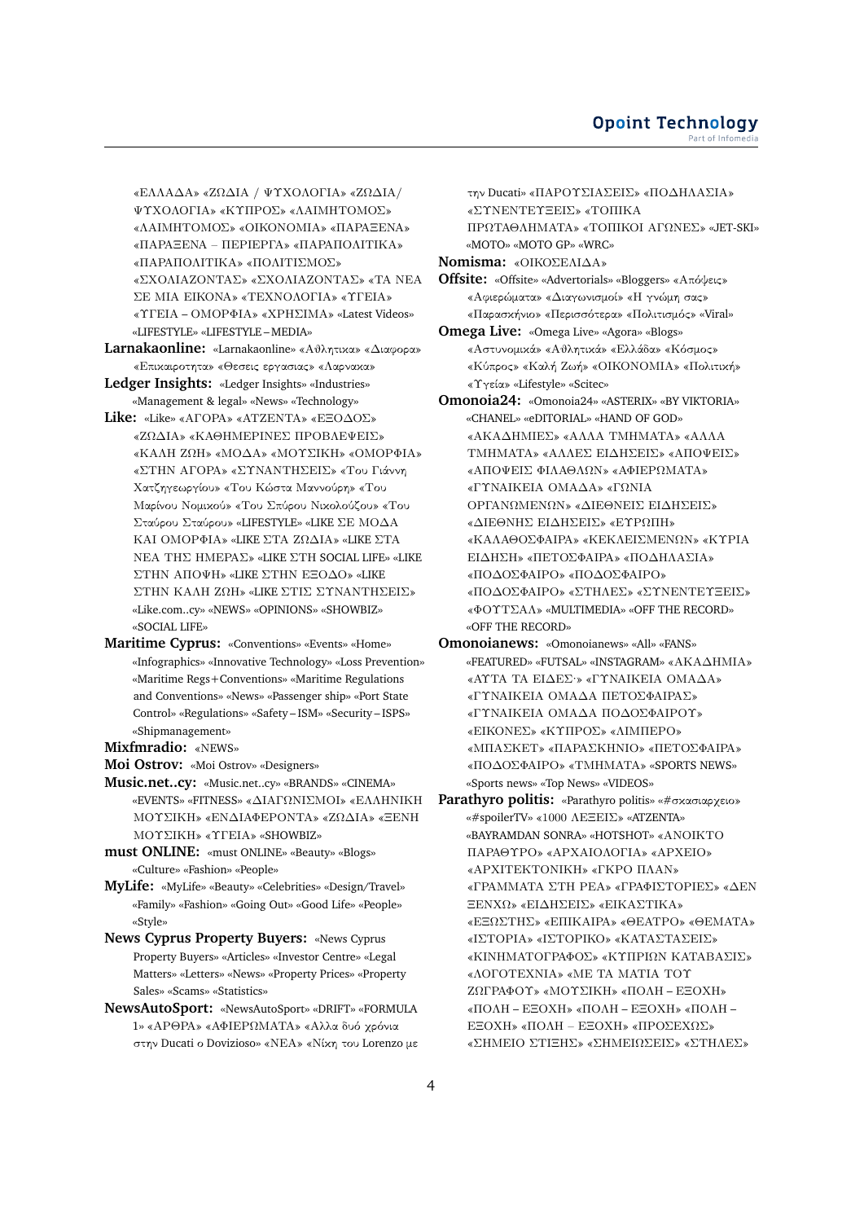«ΕΛΛΑΔΑ» «ΖΩΔΙΑ / ΨΥΧΟΛΟΓΙΑ» «ΖΩΔΙΑ/ ΨΥΧΟΛΟΓΙΑ» «ΚΥΠΡΟΣ» «ΛΑΙΜΗΤΟΜΟΣ» «ΛΑΙΜΗΤΟΜΟΣ» «ΟΙΚΟΝΟΜΙΑ» «ΠΑΡΑΞΕΝΑ» «ΠΑΡΑΞΕΝΑ – ΠΕΡΙΕΡΓΑ» «ΠΑΡΑΠΟΛΙΤΙΚΑ» «ΠΑΡΑΠΟΛΙΤΙΚΑ» «ΠΟΛΙΤΙΣΜΟΣ» «ΣΧΟΛΙΑΖΟΝΤΑΣ» «ΣΧΟΛΙΑΖΟΝΤΑΣ» «ΤΑ ΝΕΑ ΣΕ ΜΙΑ ΕΙΚΟΝΑ» «ΤΕΧΝΟΛΟΓΙΑ» «ΥΓΕΙΑ» «ΥΓΕΙΑ – ΟΜΟΡΦΙΑ» «ΧΡΗΣΙΜΑ» «Latest Videos» «LIFESTYLE» «LIFESTYLE – MEDIA»

**Larnakaonline:** «Larnakaonline» «Αθλητικα» «Διαφορα» «Επικαιροτητα» «Θεσεις εργασιας» «Λαρνακα»

**Ledger Insights:** «Ledger Insights» «Industries» «Management & legal» «News» «Technology»

**Like:** «Like» «ΑΓΟΡΑ» «ΑΤΖΕΝΤΑ» «ΕΞΟΔΟΣ» «ΖΩΔΙΑ» «ΚΑΘΗΜΕΡΙΝΕΣ ΠΡΟΒΛΕΨΕΙΣ» «ΚΑΛΗ ΖΩΗ» «ΜΟΔΑ» «ΜΟΥΣΙΚΗ» «ΟΜΟΡΦΙΑ» «ΣΤΗΝ ΑΓΟΡΑ» «ΣΥΝΑΝΤΗΣΕΙΣ» «Του Γιάννη Χατζηγεωργίου» «Του Κώστα Μαννούρη» «Του Μαρίνου Νομικού» «Του Σπύρου Νικολούζου» «Του Σταύρου Σταύρου» «LIFESTYLE» «LIKE ΣΕ ΜΟΔΑ ΚΑΙ ΟΜΟΡΦΙΑ» «LIKE ΣΤΑ ΖΩΔΙΑ» «LIKE ΣΤΑ ΝΕΑ ΤΗΣ ΗΜΕΡΑΣ» «LIKE ΣΤΗ SOCIAL LIFE» «LIKE ΣΤΗΝ ΑΠΟΨΗ» «LIKE ΣΤΗΝ ΕΞΟΔΟ» «LIKE ΣΤΗΝ ΚΑΛΗ ΖΩΗ» «LIKE ΣΤΙΣ ΣΥΝΑΝΤΗΣΕΙΣ» «Like.com..cy» «NEWS» «OPINIONS» «SHOWBIZ» «SOCIAL LIFE»

**Maritime Cyprus:** «Conventions» «Events» «Home» «Infographics» «Innovative Technology» «Loss Prevention» «Maritime Regs+Conventions» «Maritime Regulations and Conventions» «News» «Passenger ship» «Port State Control» «Regulations» «Safety – ISM» «Security – ISPS» «Shipmanagement»

**Mixfmradio:** «NEWS»

**Moi Ostrov:** «Moi Ostrov» «Designers»

**Music.net..cy:** «Music.net..cy» «BRANDS» «CINEMA» «EVENTS» «FITNESS» «ΔΙΑΓΩΝΙΣΜΟΙ» «ΕΛΛΗΝΙΚΗ ΜΟΥΣΙΚΗ» «ΕΝΔΙΑΦΕΡΟΝΤΑ» «ΖΩΔΙΑ» «ΞΕΝΗ ΜΟΥΣΙΚΗ» «ΥΓΕΙΑ» «SHOWBIZ»

**must ONLINE:** «must ONLINE» «Beauty» «Blogs» «Culture» «Fashion» «People»

**MyLife:** «MyLife» «Beauty» «Celebrities» «Design/Travel» «Family» «Fashion» «Going Out» «Good Life» «People» «Style»

**News Cyprus Property Buyers:** «News Cyprus Property Buyers» «Articles» «Investor Centre» «Legal Matters» «Letters» «News» «Property Prices» «Property Sales» «Scams» «Statistics»

**NewsAutoSport:** «NewsAutoSport» «DRIFT» «FORMULA 1» «ΑΡΘΡΑ» «ΑΦΙΕΡΩΜΑΤΑ» «Αλλα δυό χρόνια στην Ducati ο Dovizioso» «ΝΕΑ» «Νίκη του Lorenzo με την Ducati» «ΠΑΡΟΥΣΙΑΣΕΙΣ» «ΠΟΔΗΛΑΣΙΑ» «ΣΥΝΕΝΤΕΥΞΕΙΣ» «ΤΟΠΙΚΑ ΠΡΩΤΑΘΛΗΜΑΤΑ» «ΤΟΠΙΚΟΙ ΑΓΩΝΕΣ» «JET-SKI» «MOTO» «MOTO GP» «WRC»

**Nomisma:** «ΟΙΚΟΣΕΛΙΔΑ»

**Offsite:** «Offsite» «Advertorials» «Bloggers» «Απόψεις» «Αφιερώματα» «Διαγωνισμοί» «Η γνώμη σας» «Παρασκήνιο» «Περισσότερα» «Πολιτισμός» «Viral»

**Omega Live:** «Omega Live» «Agora» «Blogs» «Αστυνομικά» «Αθλητικά» «Ελλάδα» «Κόσμος» «Κύπρος» «Καλή Ζωή» «ΟΙΚΟΝΟΜΙΑ» «Πολιτική» «Υγεία» «Lifestyle» «Scitec»

**Omonoia24:** «Omonoia24» «ASTERIX» «BY VIKTORIA» «CHANEL» «eDITORIAL» «HAND OF GOD» «ΑΚΑΔΗΜΙΕΣ» «ΑΛΛΑ ΤΜΗΜΑΤΑ» «ΑΛΛΑ ΤΜΗΜΑΤΑ» «ΑΛΛΕΣ ΕΙΔΗΣΕΙΣ» «ΑΠΟΨΕΙΣ» «ΑΠΟΨΕΙΣ ΦΙΛΑΘΛΩΝ» «ΑΦΙΕΡΩΜΑΤΑ» «ΓΥΝΑΙΚΕΙΑ ΟΜΑΔΑ» «ΓΩΝΙΑ ΟΡΓΑΝΩΜΕΝΩΝ» «ΔΙΕΘΝΕΙΣ ΕΙΔΗΣΕΙΣ» «ΔΙΕΘΝΗΣ ΕΙΔΗΣΕΙΣ» «ΕΥΡΩΠΗ» «ΚΑΛΑΘΟΣΦΑΙΡΑ» «ΚΕΚΛΕΙΣΜΕΝΩΝ» «ΚΥΡΙΑ ΕΙΔΗΣΗ» «ΠΕΤΟΣΦΑΙΡΑ» «ΠΟΔΗΛΑΣΙΑ» «ΠΟΔΟΣΦΑΙΡΟ» «ΠΟΔΟΣΦΑΙΡΟ» «ΠΟΔΟΣΦΑΙΡΟ» «ΣΤΗΛΕΣ» «ΣΥΝΕΝΤΕΥΞΕΙΣ» «ΦΟΥΤΣΑΛ» «MULTIMEDIA» «OFF THE RECORD» «OFF THE RECORD»

**Omonoianews:** «Omonoianews» «All» «FANS» «FEATURED» «FUTSAL» «INSTAGRAM» «ΑΚΑΔΗΜΙΑ» «ΑΥΤΑ ΤΑ ΕΙΔΕΣ·» «ΓΥΝΑΙΚΕΙΑ ΟΜΑΔΑ» «ΓΥΝΑΙΚΕΙΑ ΟΜΑΔΑ ΠΕΤΟΣΦΑΙΡΑΣ» «ΓΥΝΑΙΚΕΙΑ ΟΜΑΔΑ ΠΟΔΟΣΦΑΙΡΟΥ» «ΕΙΚΟΝΕΣ» «ΚΥΠΡΟΣ» «ΛΙΜΠΕΡΟ» «ΜΠΑΣΚΕΤ» «ΠΑΡΑΣΚΗΝΙΟ» «ΠΕΤΟΣΦΑΙΡΑ» «ΠΟΔΟΣΦΑΙΡΟ» «ΤΜΗΜΑΤΑ» «SPORTS NEWS» «Sports news» «Top News» «VIDEOS»

**Parathyro politis:** «Parathyro politis» «#σκασιαρχειο» «#spoilerTV» «1000 ΛΕΞΕΙΣ» «ATZENTA» «BAYRAMDAN SONRA» «HOTSHOT» «ΑΝΟΙΚΤΟ ΠΑΡΑΘΥΡΟ» «ΑΡΧΑΙΟΛΟΓΙΑ» «ΑΡΧΕΙΟ» «ΑΡΧΙΤΕΚΤΟΝΙΚΗ» «ΓΚΡΟ ΠΛΑΝ» «ΓΡΑΜΜΑΤΑ ΣΤΗ ΡΕΑ» «ΓΡΑΦΙΣΤΟΡΙΕΣ» «ΔΕΝ ΞΕΝΧΩ» «ΕΙΔΗΣΕΙΣ» «ΕΙΚΑΣΤΙΚΑ» «ΕΞΩΣΤΗΣ» «ΕΠΙΚΑΙΡΑ» «ΘΕΑΤΡΟ» «ΘΕΜΑΤΑ» «ΙΣΤΟΡΙΑ» «ΙΣΤΟΡΙΚΟ» «ΚΑΤΑΣΤΑΣΕΙΣ» «ΚΙΝΗΜΑΤΟΓΡΑΦΟΣ» «ΚΥΠΡΙΩΝ ΚΑΤΑΒΑΣΙΣ» «ΛΟΓΟΤΕΧΝΙΑ» «ΜΕ ΤΑ ΜΑΤΙΑ ΤΟΥ ΖΩΓΡΑΦΟΥ» «ΜΟΥΣΙΚΗ» «ΠΟΛΗ – ΕΞΟΧΗ» «ΠΟΛΗ – ΕΞΟΧΗ» «ΠΟΛΗ – ΕΞΟΧΗ» «ΠΟΛΗ – ΕΞΟΧΗ» «ΠΟΛΗ – ΕΞΟΧΗ» «ΠΡΟΣΕΧΩΣ» «ΣΗΜΕΙΟ ΣΤΙΞΗΣ» «ΣΗΜΕΙΩΣΕΙΣ» «ΣΤΗΛΕΣ»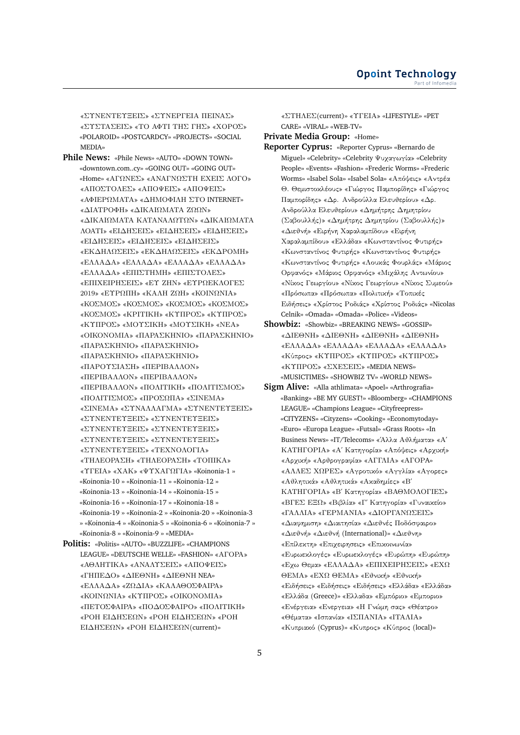«ΣΥΝΕΝΤΕΥΞΕΙΣ» «ΣΥΝΕΡΓΕΙΑ ΠΕΙΝΑΣ» «ΣΥΣΤΑΣΕΙΣ» «ΤΟ ΑΦΤΙ ΤΗΣ ΓΗΣ» «ΧΟΡΟΣ» «POLAROID» «POSTCARDCY» «PROJECTS» «SOCIAL MEDIA»

**Phile News:** «Phile News» «AUTO» «DOWN TOWN» «downtown.com..cy» «GOING OUT» «GOING OUT» «Home» «ΑΓΩΝΕΣ» «ΑΝΑΓΝΩΣΤΗ ΕΧΕΙΣ ΛΟΓΟ» «ΑΠΟΣΤΟΛΕΣ» «ΑΠΟΨΕΙΣ» «ΑΠΟΨΕΙΣ» «ΑΦΙΕΡΩΜΑΤΑ» «ΔΗΜΟΦΙΛΗ ΣΤΟ INTERNET» «ΔΙΑΤΡΟΦΗ» «ΔΙΚΑΙΩΜΑΤΑ ΖΩΩΝ» «ΔΙΚΑΙΩΜΑΤΑ ΚΑΤΑΝΑΛΩΤΩΝ» «ΔΙΚΑΙΩΜΑΤΑ ΛΟΑΤΙ» «ΕΙΔΗΣΕΙΣ» «ΕΙΔΗΣΕΙΣ» «ΕΙΔΗΣΕΙΣ» «ΕΙΔΗΣΕΙΣ» «ΕΙΔΗΣΕΙΣ» «ΕΙΔΗΣΕΙΣ» «ΕΚΔΗΛΩΣΕΙΣ» «ΕΚΔΗΛΩΣΕΙΣ» «ΕΚΔΡΟΜΗ» «ΕΛΛΑΔΑ» «ΕΛΛΑΔΑ» «ΕΛΛΑΔΑ» «ΕΛΛΑΔΑ» «ΕΛΛΑΔΑ» «ΕΠΙΣΤΗΜΗ» «ΕΠΙΣΤΟΛΕΣ» «ΕΠΙΧΕΙΡΗΣΕΙΣ» «ΕΥ ΖΗΝ» «ΕΥΡΩΕΚΛΟΓΕΣ 2019» «ΕΥΡΩΠΗ» «ΚΑΛΗ ΖΩΗ» «ΚΟΙΝΩΝΙΑ» «ΚΟΣΜΟΣ» «ΚΟΣΜΟΣ» «ΚΟΣΜΟΣ» «ΚΟΣΜΟΣ» «ΚΟΣΜΟΣ» «ΚΡΙΤΙΚΗ» «ΚΥΠΡΟΣ» «ΚΥΠΡΟΣ» «ΚΥΠΡΟΣ» «ΜΟΥΣΙΚΗ» «ΜΟΥΣΙΚΗ» «ΝΕΑ» «ΟΙΚΟΝΟΜΙΑ» «ΠΑΡΑΣΚΗΝΙΟ» «ΠΑΡΑΣΚΗΝΙΟ» «ΠΑΡΑΣΚΗΝΙΟ» «ΠΑΡΑΣΚΗΝΙΟ» «ΠΑΡΑΣΚΗΝΙΟ» «ΠΑΡΑΣΚΗΝΙΟ» «ΠΑΡΟΥΣΙΑΣΗ» «ΠΕΡΙΒΑΛΛΟΝ» «ΠΕΡΙΒΑΛΛΟΝ» «ΠΕΡΙΒΑΛΛΟΝ» «ΠΕΡΙΒΑΛΛΟΝ» «ΠΟΛΙΤΙΚΗ» «ΠΟΛΙΤΙΣΜΟΣ» «ΠΟΛΙΤΙΣΜΟΣ» «ΠΡΟΣΩΠΑ» «ΣΙΝΕΜΑ» «ΣΙΝΕΜΑ» «ΣΥΝΑΛΛΑΓΜΑ» «ΣΥΝΕΝΤΕΥΞΕΙΣ» «ΣΥΝΕΝΤΕΥΞΕΙΣ» «ΣΥΝΕΝΤΕΥΞΕΙΣ» «ΣΥΝΕΝΤΕΥΞΕΙΣ» «ΣΥΝΕΝΤΕΥΞΕΙΣ» «ΣΥΝΕΝΤΕΥΞΕΙΣ» «ΣΥΝΕΝΤΕΥΞΕΙΣ» «ΣΥΝΕΝΤΕΥΞΕΙΣ» «ΤΕΧΝΟΛΟΓΙΑ» «ΤΗΛΕΟΡΑΣΗ» «ΤΗΛΕΟΡΑΣΗ» «ΤΟΠΙΚΑ» «ΥΓΕΙΑ» «ΧΑΚ» «ΨΥΧΑΓΩΓΙΑ» «Koinonia-1 » «Koinonia-10 » «Koinonia-11 » «Koinonia-12 » «Koinonia-13 » «Koinonia-14 » «Koinonia-15 » «Koinonia-16 » «Koinonia-17 » «Koinonia-18 » «Koinonia-19 » «Koinonia-2 » «Koinonia-20 » «Koinonia-3 » «Koinonia-4 » «Koinonia-5 » «Koinonia-6 » «Koinonia-7 » «Koinonia-8 » «Koinonia-9 » «MEDIA»

**Politis:** «Politis» «AUTO» «BUZZLIFE» «CHAMPIONS LEAGUE» «DEUTSCHE WELLE» «FASHION» «ΑΓΟΡΑ» «ΑΘΛΗΤΙΚΑ» «ΑΝΑΛΥΣΕΙΣ» «ΑΠΟΨΕΙΣ» «ΓΗΠΕΔΟ» «ΔΙΕΘΝΗ» «ΔΙΕΘΝΗ ΝΕΑ» «ΕΛΛΑΔΑ» «ΖΩΔΙΑ» «ΚΑΛΑΘΟΣΦΑΙΡΑ» «ΚΟΙΝΩΝΙΑ» «ΚΥΠΡΟΣ» «ΟΙΚΟΝΟΜΙΑ» «ΠΕΤΟΣΦΑΙΡΑ» «ΠΟΔΟΣΦΑΙΡΟ» «ΠΟΛΙΤΙΚΗ» «ΡΟΗ ΕΙΔΗΣΕΩΝ» «ΡΟΗ ΕΙΔΗΣΕΩΝ» «ΡΟΗ ΕΙΔΗΣΕΩΝ» «ΡΟΗ ΕΙΔΗΣΕΩΝ(current)» «ΣΤΗΛΕΣ(current)» «ΥΓΕΙΑ» «LIFESTYLE» «PET CARE» «VIRAL» «WEB-TV»

**Private Media Group:** «Home»

**Reporter Cyprus:** «Reporter Cyprus» «Bernardo de Miguel» «Celebrity» «Celebrity Ψυχαγωγία» «Celebrity People» «Events» «Fashion» «Frederic Worms» «Frederic Worms» «Isabel Sola» «Isabel Sola» «Απόψεις» «Αντρέα Θ. Θεμιστοκλέους» «Γιώργος Παμπορίδης» «Γιώργος Παμπορίδης» «Δρ. Ανδρούλλα Ελευθερίου» «Δρ. Ανδρούλλα Ελευθερίου» «Δημήτρης Δημητρίου (Σαβουλλής)» «Δημήτρης Δημητρίου (Σαβουλλής)» «Διεθνή» «Ειρήνη Χαραλαμπίδου» «Ειρήνη Χαραλαμπίδου» «Ελλάδα» «Κωνσταντίνος Φυτιρής» «Κωνσταντίνος Φυτιρής» «Κωνσταντίνος Φυτιρής» «Κωνσταντίνος Φυτιρής» «Λουκάς Φουρλάς» «Μάριος Ορφανός» «Μάριος Ορφανός» «Μιχάλης Αντωνίου» «Νίκος Γεωργίου» «Νίκος Γεωργίου» «Νίκος Συμεού» «Πρόσωπα» «Πρόσωπα» «Πολιτική» «Τοπικές Ειδήσεις» «Χρίστος Ροδιάς» «Χρίστος Ροδιάς» «Nicolas Celnik» «Omada» «Omada» «Police» «Videos»

**Showbiz:** «Showbiz» «BREAKING NEWS» «GOSSIP» «ΔΙΕΘΝΗ» «ΔΙΕΘΝΗ» «ΔΙΕΘΝΗ» «ΔΙΕΘΝΗ» «ΕΛΛΑΔΑ» «ΕΛΛΑΔΑ» «ΕΛΛΑΔΑ» «ΕΛΛΑΔΑ» «Κύπρος» «ΚΥΠΡΟΣ» «ΚΥΠΡΟΣ» «ΚΥΠΡΟΣ» «ΚΥΠΡΟΣ» «ΣΧΕΣΕΙΣ» «MEDIA NEWS» «MUSICTIMES» «SHOWBIZ TV» «WORLD NEWS»

**Sigm Alive:** «Alla athlimata» «Apoel» «Arthrografia» «Banking» «BE MY GUEST!» «Bloomberg» «CHAMPIONS LEAGUE» «Champions League» «Cityfreepress» «CITYZENS» «Cityzens» «Cooking» «Economytoday» «Euro» «Europa League» «Futsal» «Grass Roots» «In Business News» «IT/Telecoms» «Άλλα Αθλήματα» «Α΄ ΚΑΤΗΓΟΡΙΑ» «Α΄ Κατηγορία» «Απόψεις» «Αρχική» «Αρχική» «Αρθρογραφία» «ΑΓΓΛΙΑ» «ΑΓΟΡΑ» «ΑΛΛΕΣ ΧΩΡΕΣ» «Αγροτικό» «Αγγλία» «Αγορες» «Αθλητικά» «Αθλητικά» «Ακαδημίες» «Β΄ ΚΑΤΗΓΟΡΙΑ» «Β΄ Κατηγορία» «ΒΑΘΜΟΛΟΓΙΕΣ» «ΒΓΕΣ ΕΞΩ» «Βιβλία» «Γ΄ Κατηγορία» «Γυναικείο» «ΓΑΛΛΙΑ» «ΓΕΡΜΑΝΙΑ» «ΔΙΟΡΓΑΝΩΣΕΙΣ» «Διαφημιση» «Διαιτησία» «Διεθνές Ποδόσφαιρο» «Διεθνή» «Διεθνή (International)» «Διεθνη» «Επίλεκτη» «Επιχειρησεις» «Επικοινωνία» «Ευρωεκλογές» «Ευρωεκλογές» «Ευρώπη» «Ευρώπη» «Εχω Θεμα» «ΕΛΛΑΔΑ» «ΕΠΙΧΕΙΡΗΣΕΙΣ» «ΕΧΩ ΘΕΜΑ» «ΕΧΩ ΘΕΜΑ» «Εθνική» «Εθνική» «Ειδήσεις» «Ειδήσεις» «Ειδήσεις» «Ελλάδα» «Ελλάδα» «Ελλάδα (Greece)» «Ελλαδα» «Εμπόριο» «Εμποριο» «Ενέργεια» «Ενεργεια» «Η Γνώμη σας» «Θέατρο» «Θέματα» «Ισπανία» «ΙΣΠΑΝΙΑ» «ΙΤΑΛΙΑ» «Κυπριακό (Cyprus)» «Κυπρος» «Κύπρος (local)»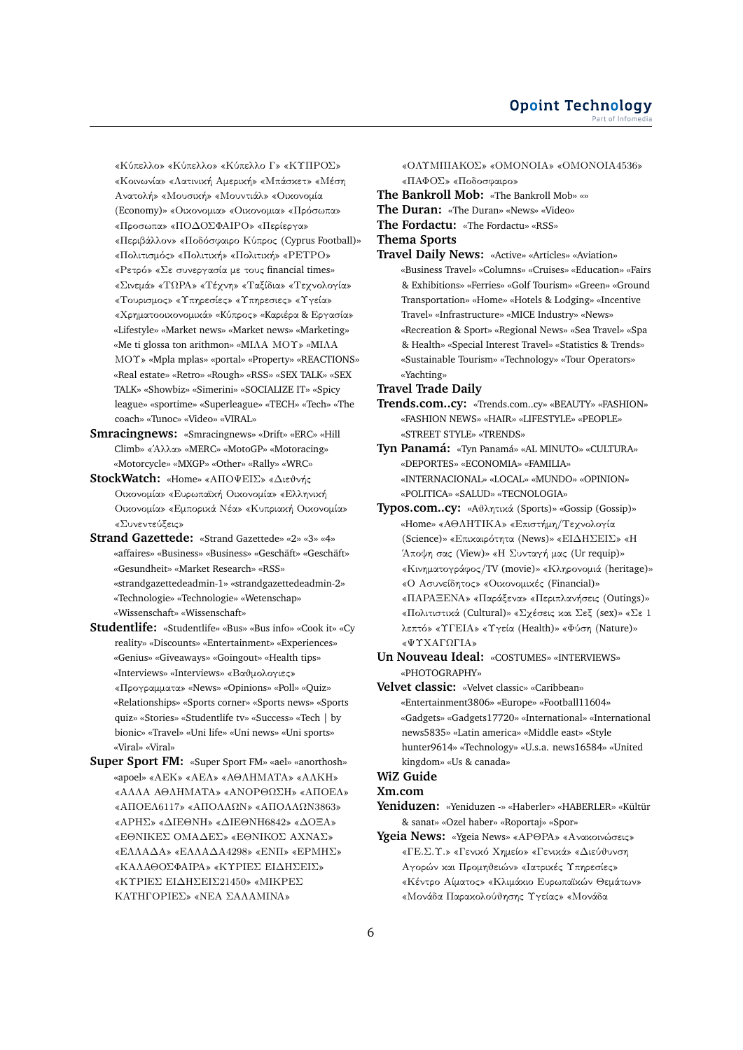«Κύπελλο» «Κύπελλο» «Κύπελλο Γ» «ΚΥΠΡΟΣ» «Κοινωνία» «Λατινική Αμερική» «Μπάσκετ» «Μέση Ανατολή» «Μουσική» «Μουντιάλ» «Οικονομία (Economy)» «Οικονομια» «Οικονομια» «Πρόσωπα» «Προσωπα» «ΠΟΔΟΣΦΑΙΡΟ» «Περίεργα» «Περιβάλλον» «Ποδόσφαιρο Κύπρος (Cyprus Football)» «Πολιτισμός» «Πολιτική» «Πολιτική» «ΡΕΤΡΟ» «Ρετρό» «Σε συνεργασία με τους financial times» «Σινεμά» «ΤΩΡΑ» «Τέχνη» «Ταξίδια» «Τεχνολογία» «Τουρισμος» «Υπηρεσίες» «Υπηρεσιες» «Υγεία» «Χρηματοοικονομικά» «Κύπρος» «Καριέρα & Εργασία» «Lifestyle» «Market news» «Market news» «Marketing» «Me ti glossa ton arithmon» «ΜΙΛΑ ΜΟΥ» «ΜΙΛΑ ΜΟΥ» «Mpla mplas» «portal» «Property» «REACTIONS» «Real estate» «Retro» «Rough» «RSS» «SEX TALK» «SEX TALK» «Showbiz» «Simerini» «SOCIALIZE IT» «Spicy league» «sportime» «Superleague» «TECH» «Tech» «The coach» «Tunoc» «Video» «VIRAL»

**Smracingnews:** «Smracingnews» «Drift» «ERC» «Hill Climb» «Άλλα» «MERC» «MotoGP» «Motoracing» «Motorcycle» «MXGP» «Other» «Rally» «WRC»

**StockWatch:** «Home» «ΑΠΟΨΕΙΣ» «Διεθνής Οικονομία» «Ευρωπαϊκή Οικονομία» «Ελληνική Οικονομία» «Εμπορικά Νέα» «Κυπριακή Οικονομία» «Συνεντεύξεις»

**Strand Gazettede:** «Strand Gazettede» «2» «3» «4» «affaires» «Business» «Business» «Geschäft» «Geschäft» «Gesundheit» «Market Research» «RSS» «strandgazettedeadmin-1» «strandgazettedeadmin-2» «Technologie» «Technologie» «Wetenschap» «Wissenschaft» «Wissenschaft»

**Studentlife:** «Studentlife» «Bus» «Bus info» «Cook it» «Cy reality» «Discounts» «Entertainment» «Experiences» «Genius» «Giveaways» «Goingout» «Health tips» «Interviews» «Interviews» «Βαθμολογιες» «Προγραμματα» «News» «Opinions» «Poll» «Quiz» «Relationships» «Sports corner» «Sports news» «Sports quiz» «Stories» «Studentlife tv» «Success» «Tech | by bionic» «Travel» «Uni life» «Uni news» «Uni sports» «Viral» «Viral»

**Super Sport FM:** «Super Sport FM» «ael» «anorthosh» «apoel» «AEK» «ΑΕΛ» «ΑΘΛΗΜΑΤΑ» «ΑΛΚΗ» «ΑΛΛΑ ΑΘΛΗΜΑΤΑ» «ΑΝΟΡΘΩΣΗ» «ΑΠΟΕΛ» «ΑΠΟΕΛ6117» «ΑΠΟΛΛΩΝ» «ΑΠΟΛΛΩΝ3863» «ΑΡΗΣ» «ΔΙΕΘΝΗ» «ΔΙΕΘΝΗ6842» «ΔΟΞΑ» «ΕΘΝΙΚΕΣ ΟΜΑΔΕΣ» «ΕΘΝΙΚΟΣ ΑΧΝΑΣ» «ΕΛΛΑΔΑ» «ΕΛΛΑΔΑ4298» «ΕΝΠ» «ΕΡΜΗΣ» «ΚΑΛΑΘΟΣΦΑΙΡΑ» «ΚΥΡΙΕΣ ΕΙΔΗΣΕΙΣ» «ΚΥΡΙΕΣ ΕΙΔΗΣΕΙΣ21450» «ΜΙΚΡΕΣ ΚΑΤΗΓΟΡΙΕΣ» «ΝΕΑ ΣΑΛΑΜΙΝΑ» «ΟΛΥΜΠΙΑΚΟΣ» «ΟΜΟΝΟΙΑ» «ΟΜΟΝΟΙΑ4536» «ΠΑΦΟΣ» «Ποδοσφαιρο»

**The Bankroll Mob:** «The Bankroll Mob» «»

**The Duran:** «The Duran» «News» «Video»

**The Fordactu:** «The Fordactu» «RSS»

**Thema Sports**

**Travel Daily News:** «Active» «Articles» «Aviation» «Business Travel» «Columns» «Cruises» «Education» «Fairs & Exhibitions» «Ferries» «Golf Tourism» «Green» «Ground Transportation» «Home» «Hotels & Lodging» «Incentive Travel» «Infrastructure» «MICE Industry» «News» «Recreation & Sport» «Regional News» «Sea Travel» «Spa & Health» «Special Interest Travel» «Statistics & Trends» «Sustainable Tourism» «Technology» «Tour Operators» «Yachting»

**Travel Trade Daily**

**Trends.com..cy:** «Trends.com..cy» «BEAUTY» «FASHION» «FASHION NEWS» «HAIR» «LIFESTYLE» «PEOPLE» «STREET STYLE» «TRENDS»

**Tyn Panamá:** «Tyn Panamá» «AL MINUTO» «CULTURA» «DEPORTES» «ECONOMIA» «FAMILIA» «INTERNACIONAL» «LOCAL» «MUNDO» «OPINION» «POLITICA» «SALUD» «TECNOLOGIA»

**Typos.com..cy:** «Αθλητικά (Sports)» «Gossip (Gossip)» «Home» «ΑΘΛΗΤΙΚΑ» «Επιστήμη/Τεχνολογία (Science)» «Επικαιρότητα (News)» «ΕΙΔΗΣΕΙΣ» «Η Άποψή σας (View)» «Η Συνταγή μας (Ur requip)» «Κινηματογράφος/TV (movie)» «Κληρονομιά (heritage)» «Ο Ασυνείδητος» «Οικονομικές (Financial)» «ΠΑΡΑΞΕΝΑ» «Παράξενα» «Περιπλανήσεις (Outings)» «Πολιτιστικά (Cultural)» «Σχέσεις και Σεξ (sex)» «Σε 1 λεπτό» «ΥΓΕΙΑ» «Υγεία (Health)» «Φύση (Nature)» «ΨΥΧΑΓΩΓΙΑ»

**Un Nouveau Ideal:** «COSTUMES» «INTERVIEWS» «PHOTOGRAPHY»

**Velvet classic:** «Velvet classic» «Caribbean» «Entertainment3806» «Europe» «Football11604» «Gadgets» «Gadgets17720» «International» «International news5835» «Latin america» «Middle east» «Style hunter9614» «Technology» «U.s.a. news16584» «United kingdom» «Us & canada»

**WiZ Guide**

**Xm.com**

**Yeniduzen:** «Yeniduzen -» «Haberler» «HABERLER» «Kültür & sanat» «Ozel haber» «Roportaj» «Spor»

**Ygeia News:** «Ygeia News» «ΑΡΘΡΑ» «Ανακοινώσεις» «ΓΕ.Σ.Υ.» «Γενικό Χημείο» «Γενικά» «Διεύθυνση Αγορών και Προμηθειών» «Ιατρικές Υπηρεσίες» «Κέντρο Αίματος» «Κλιμάκιο Ευρωπαϊκών Θεμάτων» «Μονάδα Παρακολούθησης Υγείας» «Μονάδα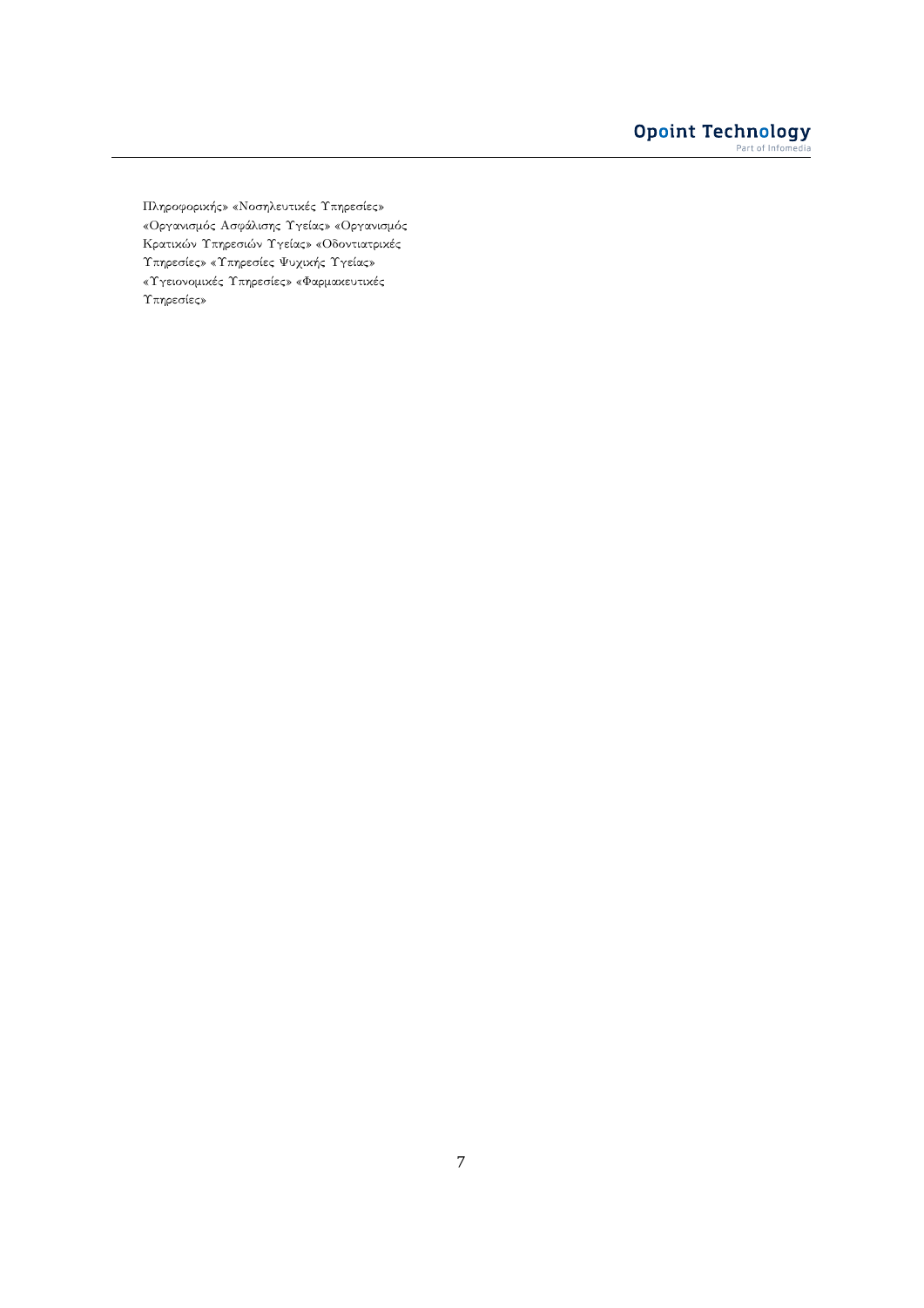Πληροφορικής» «Νοσηλευτικές Υπηρεσίες» «Οργανισμός Ασφάλισης Υγείας» «Οργανισμός Κρατικών Υπηρεσιών Υγείας» «Οδοντιατρικές Υπηρεσίες» «Υπηρεσίες Ψυχικής Υγείας» «Υγειονομικές Υπηρεσίες» «Φαρμακευτικές Υπηρεσίες»